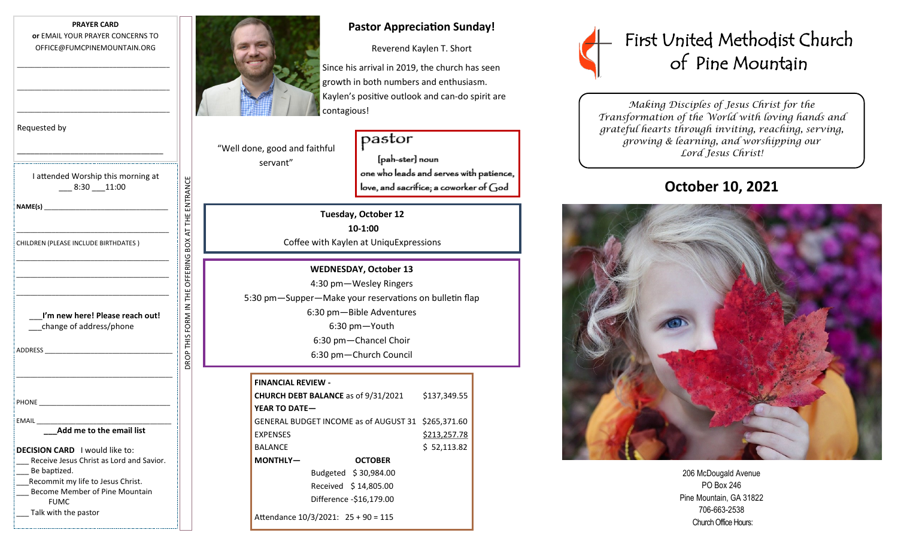**PRAYER CARD**
**or** EMAIL YOUR PRAYER CONCERNS TO OFFICE@FUMCPINEMOUNTAIN.ORG

\_\_\_\_\_\_\_\_\_\_\_\_\_\_\_\_\_\_\_\_\_\_\_\_\_\_\_\_\_\_\_\_\_\_\_\_

\_\_\_\_\_\_\_\_\_\_\_\_\_\_\_\_\_\_\_\_\_\_\_\_\_\_\_\_\_\_\_\_\_\_\_\_

\_\_\_\_\_\_\_\_\_\_\_\_\_\_\_\_\_\_\_\_\_\_\_\_\_\_\_\_\_\_\_\_\_\_\_\_

Requested by

\_\_\_\_\_\_\_\_\_\_\_\_\_\_\_\_\_\_\_\_\_\_\_\_\_\_\_\_\_\_\_\_\_\_\_\_

I attended Worship this morning at
\_\_\_ 8:30 \_\_\_11:00

**NAME(s)** \_\_\_\_\_\_\_\_\_\_\_\_\_\_\_\_\_\_\_\_\_\_\_\_\_\_\_\_\_\_

\_\_\_\_\_\_\_\_\_\_\_\_\_\_\_\_\_\_\_\_\_\_\_\_\_\_\_\_\_\_\_\_\_\_\_\_

CHILDREN (PLEASE INCLUDE BIRTHDATES )

\_\_\_\_\_\_\_\_\_\_\_\_\_\_\_\_\_\_\_\_\_\_\_\_\_\_\_\_\_\_\_\_\_\_\_\_

\_\_\_\_\_\_\_\_\_\_\_\_\_\_\_\_\_\_\_\_\_\_\_\_\_\_\_\_\_\_\_\_\_\_\_\_

\_\_\_\_\_\_\_\_\_\_\_\_\_\_\_\_\_\_\_\_\_\_\_\_\_\_\_\_\_\_\_\_\_\_\_\_

\_\_\_**I'm new here! Please reach out!**
\_\_\_change of address/phone

ADDRESS \_\_\_\_\_\_\_\_\_\_\_\_\_\_\_\_\_\_\_\_\_\_\_\_\_\_\_\_\_\_

\_\_\_\_\_\_\_\_\_\_\_\_\_\_\_\_\_\_\_\_\_\_\_\_\_\_\_\_\_\_\_\_\_\_\_\_

PHONE \_\_\_\_\_\_\_\_\_\_\_\_\_\_\_\_\_\_\_\_\_\_\_\_\_\_\_\_\_\_\_

EMAIL \_\_\_\_\_\_\_\_\_\_\_\_\_\_\_\_\_\_\_\_\_\_\_\_\_\_\_\_\_\_\_
**\_\_\_Add me to the email list**

**DECISION CARD** I would like to:
- \_\_\_ Receive Jesus Christ as Lord and Savior.
- \_\_\_ Be baptized.
- \_\_\_Recommit my life to Jesus Christ.
- \_\_\_ Become Member of Pine Mountain FUMC
- \_\_\_ Talk with the pastor

DROP THIS FORM IN THE OFFERING BOX AT THE ENTRANCE

## Pastor Appreciation Sunday!

Reverend Kaylen T. Short

Since his arrival in 2019, the church has seen growth in both numbers and enthusiasm. Kaylen's positive outlook and can-do spirit are contagious!

"Well done, good and faithful servant"

**pastor**
[pah-ster] noun
one who leads and serves with patience, love, and sacrifice; a coworker of God

**Tuesday, October 12**
**10-1:00**
Coffee with Kaylen at UniquExpressions

**WEDNESDAY, October 13**
4:30 pm—Wesley Ringers
5:30 pm—Supper—Make your reservations on bulletin flap
6:30 pm—Bible Adventures
6:30 pm—Youth
6:30 pm—Chancel Choir
6:30 pm—Church Council

| **FINANCIAL REVIEW -** | |
|---|---|
| **CHURCH DEBT BALANCE** as of 9/31/2021 | $137,349.55 |
| **YEAR TO DATE—** | |
| GENERAL BUDGET INCOME as of AUGUST 31 | $265,371.60 |
| EXPENSES | $213,257.78 |
| BALANCE | $ 52,113.82 |
| **MONTHLY— OCTOBER** | |
| Budgeted | $ 30,984.00 |
| Received | $ 14,805.00 |
| Difference | -$16,179.00 |

Attendance 10/3/2021: 25 + 90 = 115

# First United Methodist Church of Pine Mountain

*Making Disciples of Jesus Christ for the Transformation of the World with loving hands and grateful hearts through inviting, reaching, serving, growing & learning, and worshipping our Lord Jesus Christ!*

## October 10, 2021

206 McDougald Avenue
PO Box 246
Pine Mountain, GA 31822
706-663-2538
Church Office Hours: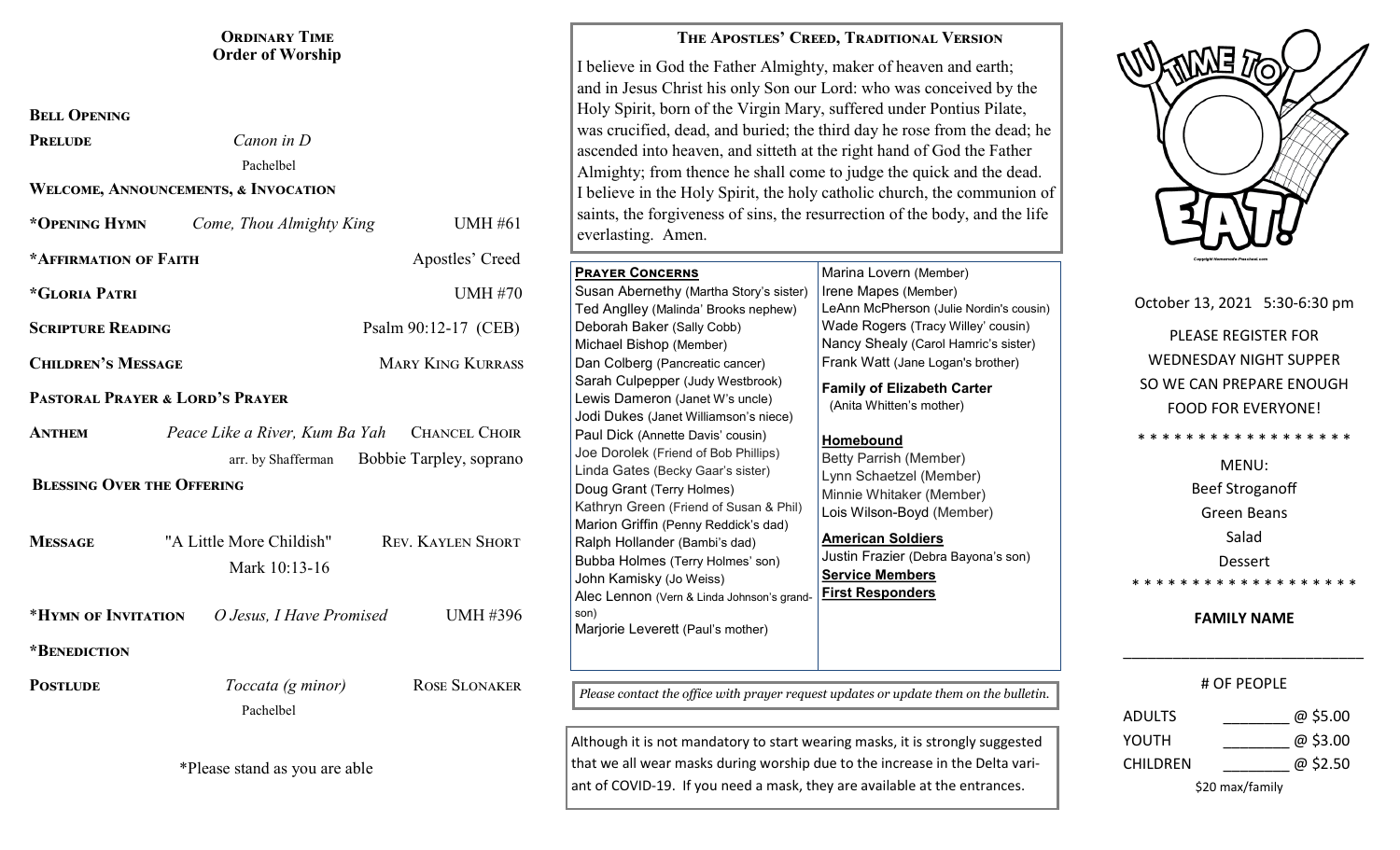## Ordinary Time
## Order of Worship

**Bell Opening**

**Prelude** — *Canon in D*
Pachelbel

**Welcome, Announcements, & Invocation**

***Opening Hymn** — *Come, Thou Almighty King* — UMH #61

***Affirmation of Faith** — Apostles' Creed

***Gloria Patri** — UMH #70

**Scripture Reading** — Psalm 90:12-17 (CEB)

**Children's Message** — Mary King Kurrass

**Pastoral Prayer & Lord's Prayer**

**Anthem** — *Peace Like a River, Kum Ba Yah* — Chancel Choir
arr. by Shafferman — Bobbie Tarpley, soprano

**Blessing Over the Offering**

**Message** — "A Little More Childish" — Rev. Kaylen Short
Mark 10:13-16

***Hymn of Invitation** — *O Jesus, I Have Promised* — UMH #396

***Benediction**

**Postlude** — *Toccata (g minor)* — Rose Slonaker
Pachelbel

*Please stand as you are able

## The Apostles' Creed, Traditional Version

I believe in God the Father Almighty, maker of heaven and earth; and in Jesus Christ his only Son our Lord: who was conceived by the Holy Spirit, born of the Virgin Mary, suffered under Pontius Pilate, was crucified, dead, and buried; the third day he rose from the dead; he ascended into heaven, and sitteth at the right hand of God the Father Almighty; from thence he shall come to judge the quick and the dead. I believe in the Holy Spirit, the holy catholic church, the communion of saints, the forgiveness of sins, the resurrection of the body, and the life everlasting. Amen.

**Prayer Concerns**

Susan Abernethy (Martha Story's sister)
Ted Anglley (Malinda' Brooks nephew)
Deborah Baker (Sally Cobb)
Michael Bishop (Member)
Dan Colberg (Pancreatic cancer)
Sarah Culpepper (Judy Westbrook)
Lewis Dameron (Janet W's uncle)
Jodi Dukes (Janet Williamson's niece)
Paul Dick (Annette Davis' cousin)
Joe Dorolek (Friend of Bob Phillips)
Linda Gates (Becky Gaar's sister)
Doug Grant (Terry Holmes)
Kathryn Green (Friend of Susan & Phil)
Marion Griffin (Penny Reddick's dad)
Ralph Hollander (Bambi's dad)
Bubba Holmes (Terry Holmes' son)
John Kamisky (Jo Weiss)
Alec Lennon (Vern & Linda Johnson's grandson)
Marjorie Leverett (Paul's mother)
Marina Lovern (Member)
Irene Mapes (Member)
LeAnn McPherson (Julie Nordin's cousin)
Wade Rogers (Tracy Willey' cousin)
Nancy Shealy (Carol Hamric's sister)
Frank Watt (Jane Logan's brother)

**Family of Elizabeth Carter**
(Anita Whitten's mother)

**Homebound**
Betty Parrish (Member)
Lynn Schaetzel (Member)
Minnie Whitaker (Member)
Lois Wilson-Boyd (Member)

**American Soldiers**
Justin Frazier (Debra Bayona's son)

**Service Members**

**First Responders**

*Please contact the office with prayer request updates or update them on the bulletin.*

Although it is not mandatory to start wearing masks, it is strongly suggested that we all wear masks during worship due to the increase in the Delta variant of COVID-19. If you need a mask, they are available at the entrances.

## TIME TO EAT!

October 13, 2021 5:30-6:30 pm

PLEASE REGISTER FOR WEDNESDAY NIGHT SUPPER SO WE CAN PREPARE ENOUGH FOOD FOR EVERYONE!

* * * * * * * * * * * * * * * * *

MENU:
Beef Stroganoff
Green Beans
Salad
Dessert

* * * * * * * * * * * * * * * * * *

**FAMILY NAME**

______________________________

# OF PEOPLE

| | | |
|---|---|---|
| ADULTS | ________ | @ $5.00 |
| YOUTH | ________ | @ $3.00 |
| CHILDREN | ________ | @ $2.50 |

$20 max/family